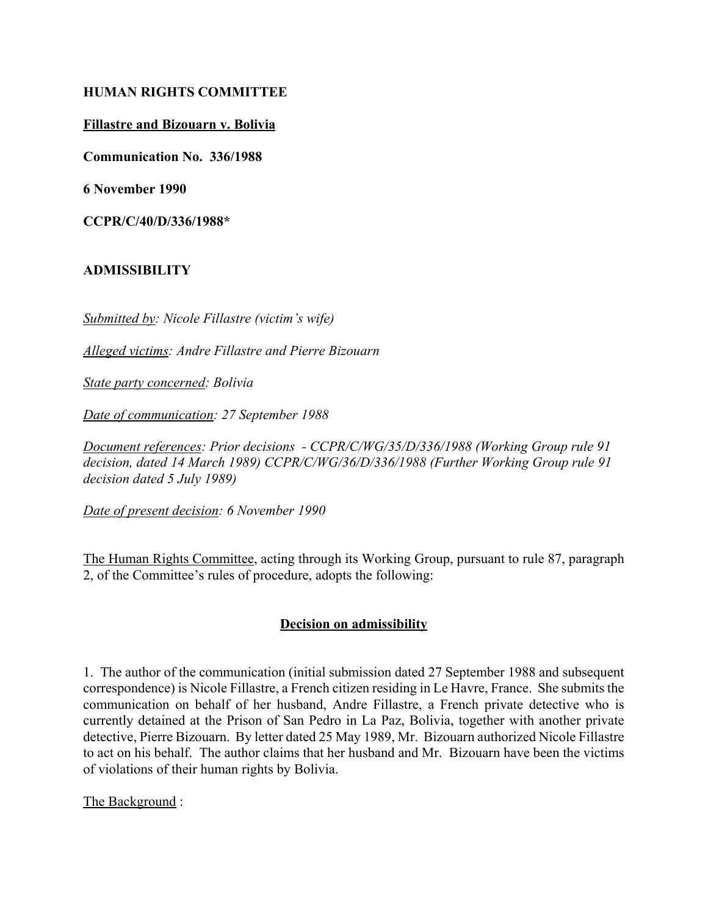**HUMAN RIGHTS COMMITTEE**

**Fillastre and Bizouarn v. Bolivia**

**Communication No. 336/1988**

**6 November 1990**

**CCPR/C/40/D/336/1988***

**ADMISSIBILITY**

*Submitted by: Nicole Fillastre (victim's wife)*

*Alleged victims: Andre Fillastre and Pierre Bizouarn*

*State party concerned: Bolivia*

*Date of communication: 27 September 1988*

*Document references: Prior decisions - CCPR/C/WG/35/D/336/1988 (Working Group rule 91 decision, dated 14 March 1989) CCPR/C/WG/36/D/336/1988 (Further Working Group rule 91 decision dated 5 July 1989)*

*Date of present decision: 6 November 1990*

The Human Rights Committee, acting through its Working Group, pursuant to rule 87, paragraph 2, of the Committee's rules of procedure, adopts the following:

**Decision on admissibility**

1. The author of the communication (initial submission dated 27 September 1988 and subsequent correspondence) is Nicole Fillastre, a French citizen residing in Le Havre, France. She submits the communication on behalf of her husband, Andre Fillastre, a French private detective who is currently detained at the Prison of San Pedro in La Paz, Bolivia, together with another private detective, Pierre Bizouarn. By letter dated 25 May 1989, Mr. Bizouarn authorized Nicole Fillastre to act on his behalf. The author claims that her husband and Mr. Bizouarn have been the victims of violations of their human rights by Bolivia.

The Background :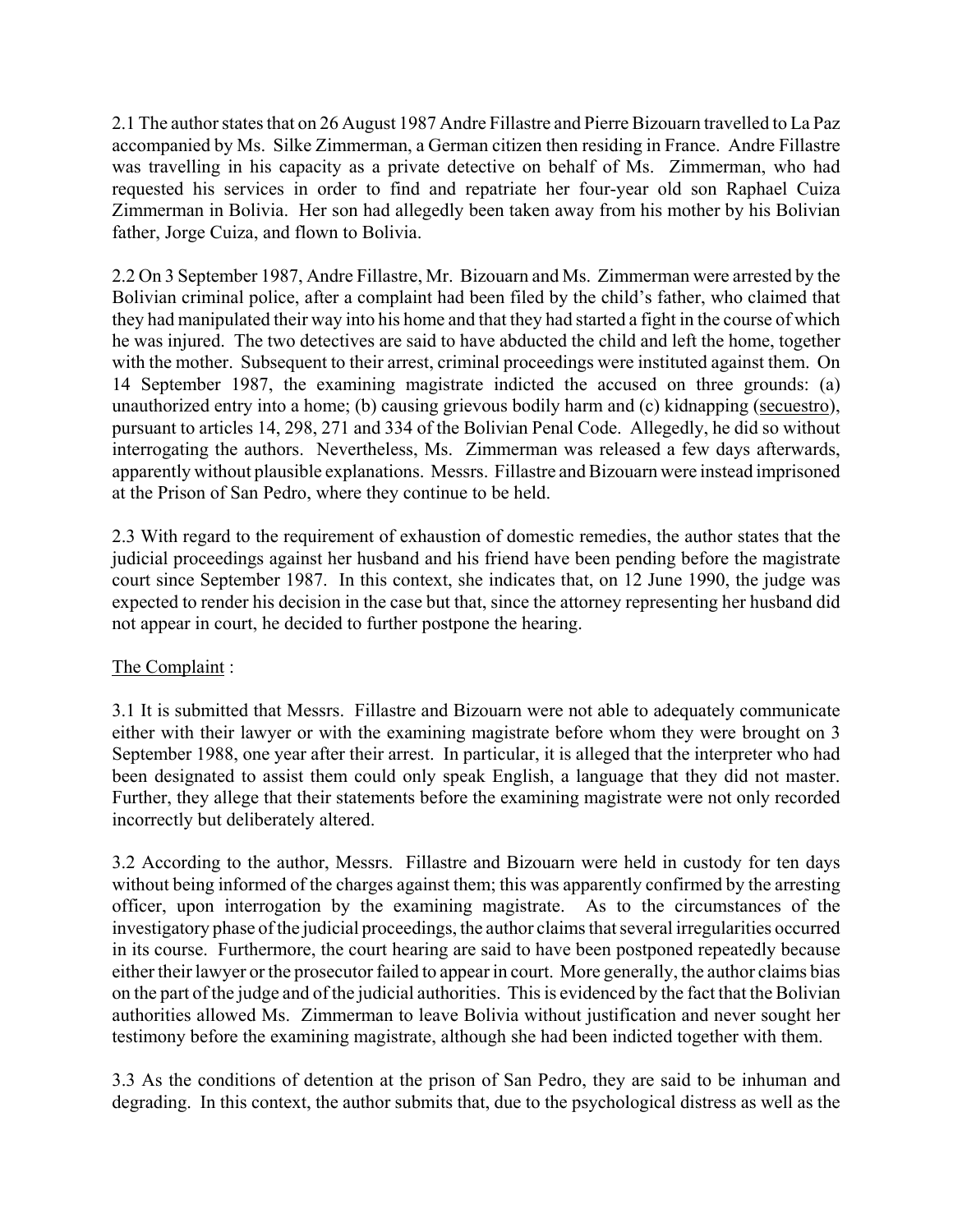2.1 The author states that on 26 August 1987 Andre Fillastre and Pierre Bizouarn travelled to La Paz accompanied by Ms. Silke Zimmerman, a German citizen then residing in France. Andre Fillastre was travelling in his capacity as a private detective on behalf of Ms. Zimmerman, who had requested his services in order to find and repatriate her four-year old son Raphael Cuiza Zimmerman in Bolivia. Her son had allegedly been taken away from his mother by his Bolivian father, Jorge Cuiza, and flown to Bolivia.

2.2 On 3 September 1987, Andre Fillastre, Mr. Bizouarn and Ms. Zimmerman were arrested by the Bolivian criminal police, after a complaint had been filed by the child's father, who claimed that they had manipulated their way into his home and that they had started a fight in the course of which he was injured. The two detectives are said to have abducted the child and left the home, together with the mother. Subsequent to their arrest, criminal proceedings were instituted against them. On 14 September 1987, the examining magistrate indicted the accused on three grounds: (a) unauthorized entry into a home; (b) causing grievous bodily harm and (c) kidnapping (secuestro), pursuant to articles 14, 298, 271 and 334 of the Bolivian Penal Code. Allegedly, he did so without interrogating the authors. Nevertheless, Ms. Zimmerman was released a few days afterwards, apparently without plausible explanations. Messrs. Fillastre and Bizouarn were instead imprisoned at the Prison of San Pedro, where they continue to be held.

2.3 With regard to the requirement of exhaustion of domestic remedies, the author states that the judicial proceedings against her husband and his friend have been pending before the magistrate court since September 1987. In this context, she indicates that, on 12 June 1990, the judge was expected to render his decision in the case but that, since the attorney representing her husband did not appear in court, he decided to further postpone the hearing.

The Complaint :

3.1 It is submitted that Messrs. Fillastre and Bizouarn were not able to adequately communicate either with their lawyer or with the examining magistrate before whom they were brought on 3 September 1988, one year after their arrest. In particular, it is alleged that the interpreter who had been designated to assist them could only speak English, a language that they did not master. Further, they allege that their statements before the examining magistrate were not only recorded incorrectly but deliberately altered.

3.2 According to the author, Messrs. Fillastre and Bizouarn were held in custody for ten days without being informed of the charges against them; this was apparently confirmed by the arresting officer, upon interrogation by the examining magistrate. As to the circumstances of the investigatory phase of the judicial proceedings, the author claims that several irregularities occurred in its course. Furthermore, the court hearing are said to have been postponed repeatedly because either their lawyer or the prosecutor failed to appear in court. More generally, the author claims bias on the part of the judge and of the judicial authorities. This is evidenced by the fact that the Bolivian authorities allowed Ms. Zimmerman to leave Bolivia without justification and never sought her testimony before the examining magistrate, although she had been indicted together with them.

3.3 As the conditions of detention at the prison of San Pedro, they are said to be inhuman and degrading. In this context, the author submits that, due to the psychological distress as well as the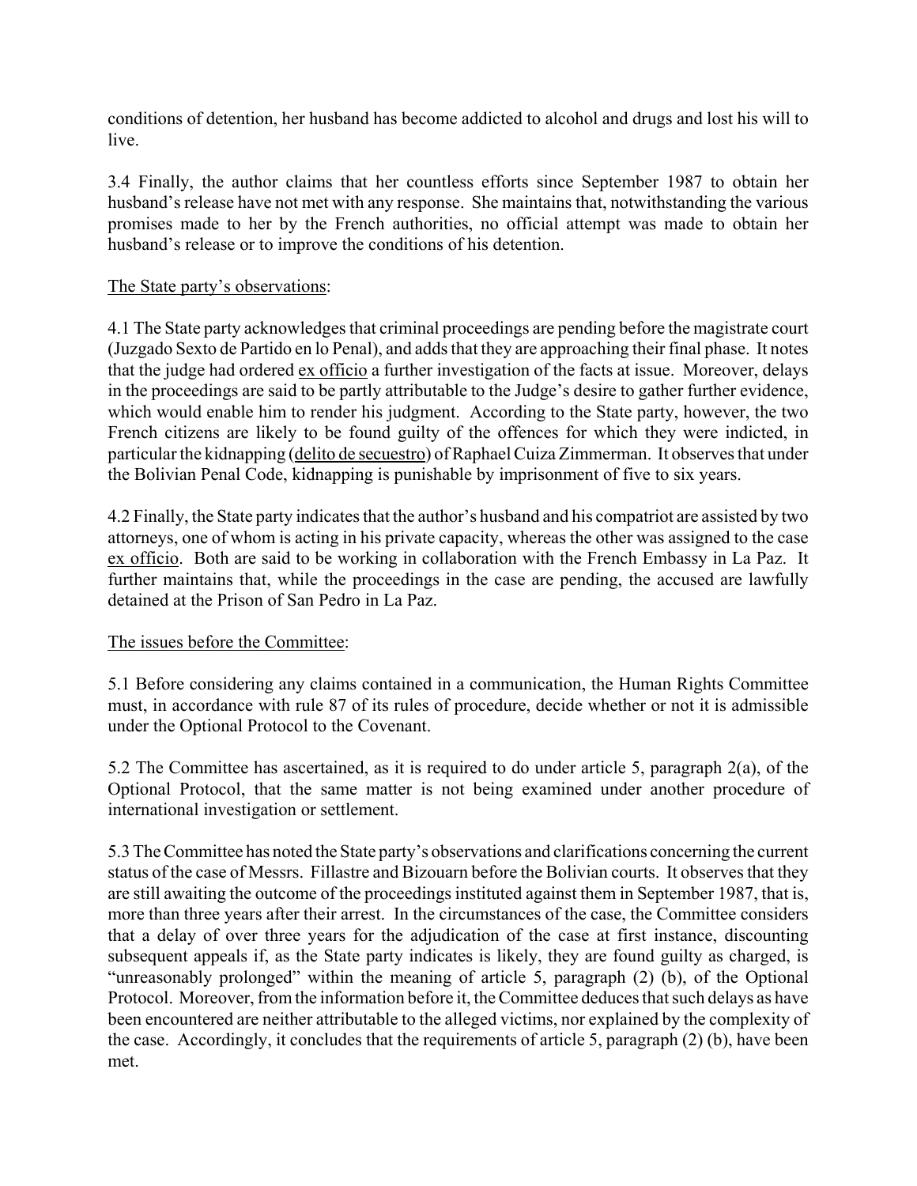conditions of detention, her husband has become addicted to alcohol and drugs and lost his will to live.

3.4 Finally, the author claims that her countless efforts since September 1987 to obtain her husband's release have not met with any response. She maintains that, notwithstanding the various promises made to her by the French authorities, no official attempt was made to obtain her husband's release or to improve the conditions of his detention.

The State party's observations:

4.1 The State party acknowledges that criminal proceedings are pending before the magistrate court (Juzgado Sexto de Partido en lo Penal), and adds that they are approaching their final phase. It notes that the judge had ordered ex officio a further investigation of the facts at issue. Moreover, delays in the proceedings are said to be partly attributable to the Judge's desire to gather further evidence, which would enable him to render his judgment. According to the State party, however, the two French citizens are likely to be found guilty of the offences for which they were indicted, in particular the kidnapping (delito de secuestro) of Raphael Cuiza Zimmerman. It observes that under the Bolivian Penal Code, kidnapping is punishable by imprisonment of five to six years.

4.2 Finally, the State party indicates that the author's husband and his compatriot are assisted by two attorneys, one of whom is acting in his private capacity, whereas the other was assigned to the case ex officio. Both are said to be working in collaboration with the French Embassy in La Paz. It further maintains that, while the proceedings in the case are pending, the accused are lawfully detained at the Prison of San Pedro in La Paz.

The issues before the Committee:

5.1 Before considering any claims contained in a communication, the Human Rights Committee must, in accordance with rule 87 of its rules of procedure, decide whether or not it is admissible under the Optional Protocol to the Covenant.

5.2 The Committee has ascertained, as it is required to do under article 5, paragraph 2(a), of the Optional Protocol, that the same matter is not being examined under another procedure of international investigation or settlement.

5.3 The Committee has noted the State party's observations and clarifications concerning the current status of the case of Messrs. Fillastre and Bizouarn before the Bolivian courts. It observes that they are still awaiting the outcome of the proceedings instituted against them in September 1987, that is, more than three years after their arrest. In the circumstances of the case, the Committee considers that a delay of over three years for the adjudication of the case at first instance, discounting subsequent appeals if, as the State party indicates is likely, they are found guilty as charged, is "unreasonably prolonged" within the meaning of article 5, paragraph (2) (b), of the Optional Protocol. Moreover, from the information before it, the Committee deduces that such delays as have been encountered are neither attributable to the alleged victims, nor explained by the complexity of the case. Accordingly, it concludes that the requirements of article 5, paragraph (2) (b), have been met.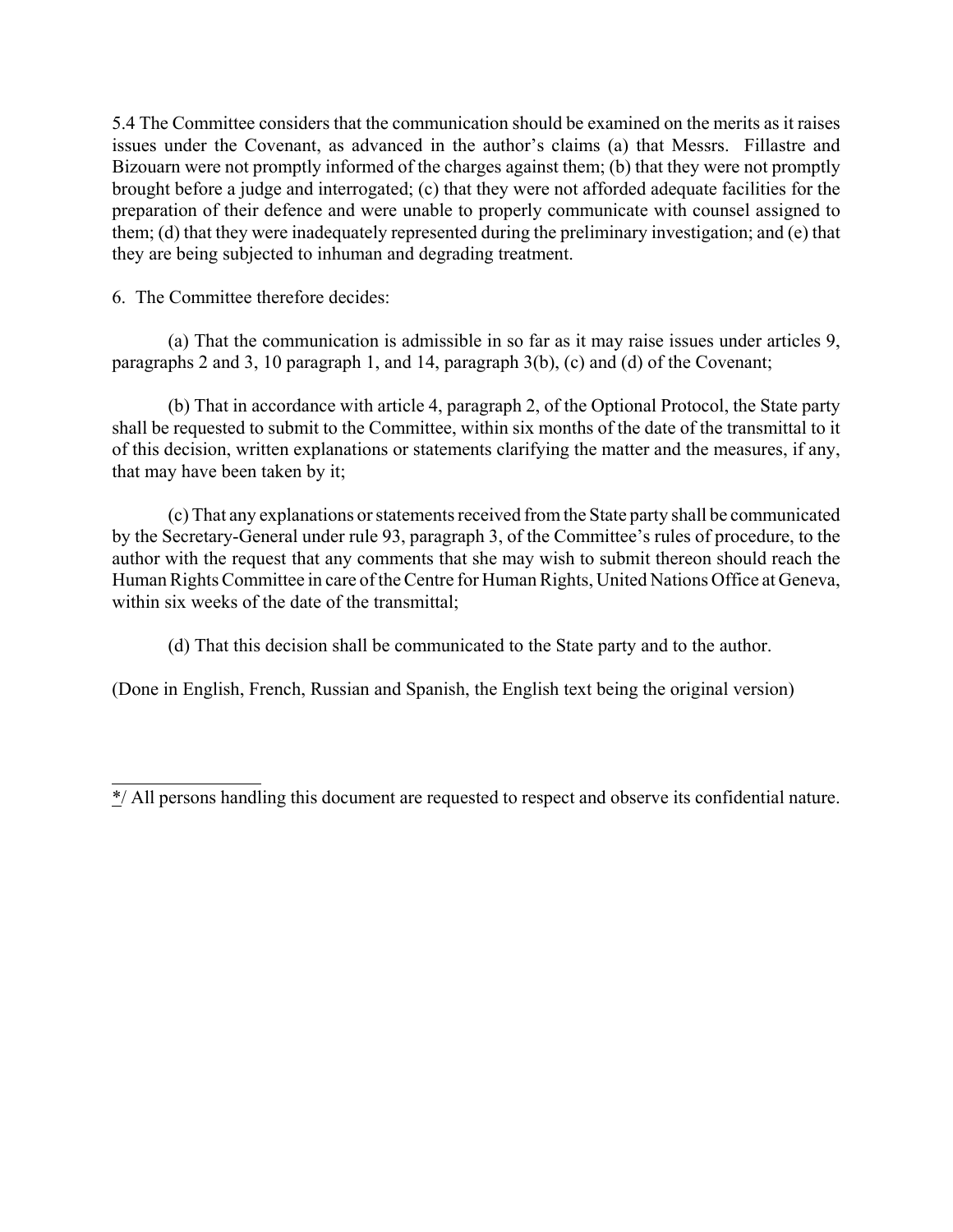5.4 The Committee considers that the communication should be examined on the merits as it raises issues under the Covenant, as advanced in the author's claims (a) that Messrs. Fillastre and Bizouarn were not promptly informed of the charges against them; (b) that they were not promptly brought before a judge and interrogated; (c) that they were not afforded adequate facilities for the preparation of their defence and were unable to properly communicate with counsel assigned to them; (d) that they were inadequately represented during the preliminary investigation; and (e) that they are being subjected to inhuman and degrading treatment.

6. The Committee therefore decides:

(a) That the communication is admissible in so far as it may raise issues under articles 9, paragraphs 2 and 3, 10 paragraph 1, and 14, paragraph 3(b), (c) and (d) of the Covenant;

(b) That in accordance with article 4, paragraph 2, of the Optional Protocol, the State party shall be requested to submit to the Committee, within six months of the date of the transmittal to it of this decision, written explanations or statements clarifying the matter and the measures, if any, that may have been taken by it;

(c) That any explanations or statements received from the State party shall be communicated by the Secretary-General under rule 93, paragraph 3, of the Committee's rules of procedure, to the author with the request that any comments that she may wish to submit thereon should reach the Human Rights Committee in care of the Centre for Human Rights, United Nations Office at Geneva, within six weeks of the date of the transmittal;

(d) That this decision shall be communicated to the State party and to the author.

(Done in English, French, Russian and Spanish, the English text being the original version)

---

*/ All persons handling this document are requested to respect and observe its confidential nature.